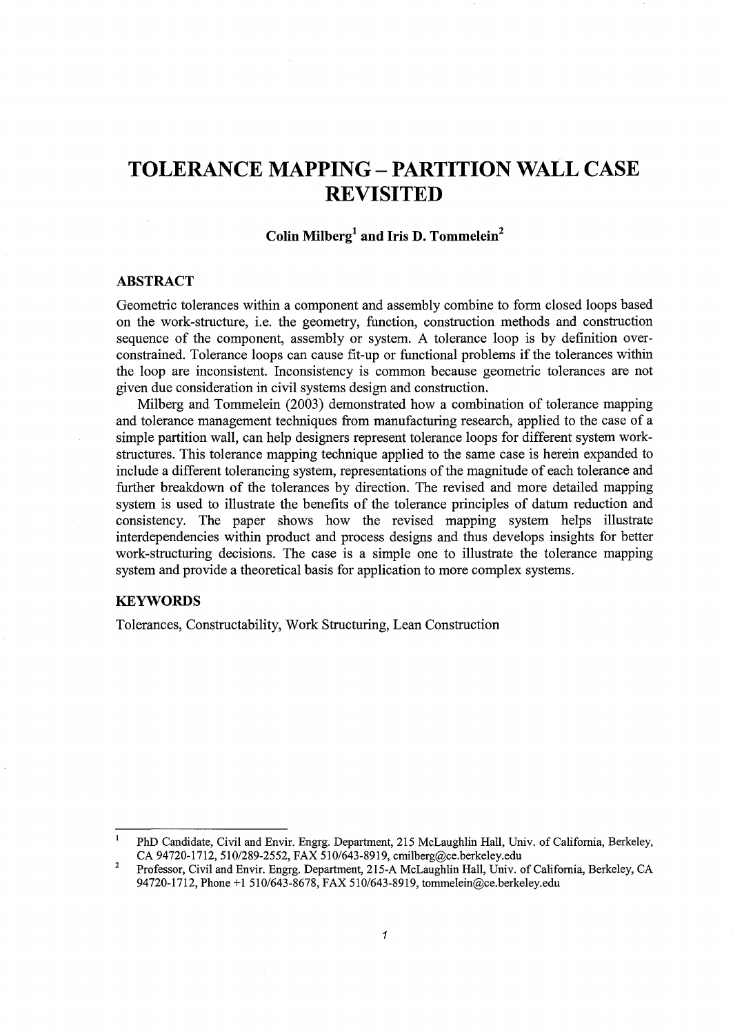# TOLERANCE MAPPING – PARTITION WALL CASE REVISITED

**Colin Milberg[1] and Iris D. Tommelein[2]**

## ABSTRACT

Geometric tolerances within a component and assembly combine to form closed loops based on the work-structure, i.e. the geometry, function, construction methods and construction sequence of the component, assembly or system. A tolerance loop is by definition over-constrained. Tolerance loops can cause fit-up or functional problems if the tolerances within the loop are inconsistent. Inconsistency is common because geometric tolerances are not given due consideration in civil systems design and construction.

Milberg and Tommelein (2003) demonstrated how a combination of tolerance mapping and tolerance management techniques from manufacturing research, applied to the case of a simple partition wall, can help designers represent tolerance loops for different system work-structures. This tolerance mapping technique applied to the same case is herein expanded to include a different tolerancing system, representations of the magnitude of each tolerance and further breakdown of the tolerances by direction. The revised and more detailed mapping system is used to illustrate the benefits of the tolerance principles of datum reduction and consistency. The paper shows how the revised mapping system helps illustrate interdependencies within product and process designs and thus develops insights for better work-structuring decisions. The case is a simple one to illustrate the tolerance mapping system and provide a theoretical basis for application to more complex systems.

## KEYWORDS

Tolerances, Constructability, Work Structuring, Lean Construction

---

[1] PhD Candidate, Civil and Envir. Engrg. Department, 215 McLaughlin Hall, Univ. of California, Berkeley, CA 94720-1712, 510/289-2552, FAX 510/643-8919, cmilberg@ce.berkeley.edu

[2] Professor, Civil and Envir. Engrg. Department, 215-A McLaughlin Hall, Univ. of California, Berkeley, CA 94720-1712, Phone +1 510/643-8678, FAX 510/643-8919, tommelein@ce.berkeley.edu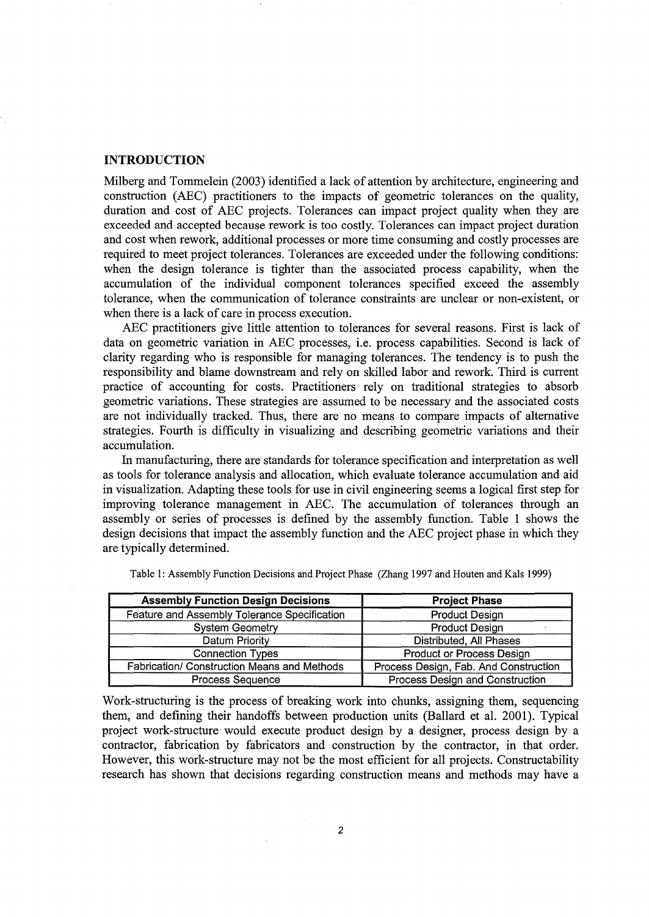## INTRODUCTION

Milberg and Tommelein (2003) identified a lack of attention by architecture, engineering and construction (AEC) practitioners to the impacts of geometric tolerances on the quality, duration and cost of AEC projects. Tolerances can impact project quality when they are exceeded and accepted because rework is too costly. Tolerances can impact project duration and cost when rework, additional processes or more time consuming and costly processes are required to meet project tolerances. Tolerances are exceeded under the following conditions: when the design tolerance is tighter than the associated process capability, when the accumulation of the individual component tolerances specified exceed the assembly tolerance, when the communication of tolerance constraints are unclear or non-existent, or when there is a lack of care in process execution.

AEC practitioners give little attention to tolerances for several reasons. First is lack of data on geometric variation in AEC processes, i.e. process capabilities. Second is lack of clarity regarding who is responsible for managing tolerances. The tendency is to push the responsibility and blame downstream and rely on skilled labor and rework. Third is current practice of accounting for costs. Practitioners rely on traditional strategies to absorb geometric variations. These strategies are assumed to be necessary and the associated costs are not individually tracked. Thus, there are no means to compare impacts of alternative strategies. Fourth is difficulty in visualizing and describing geometric variations and their accumulation.

In manufacturing, there are standards for tolerance specification and interpretation as well as tools for tolerance analysis and allocation, which evaluate tolerance accumulation and aid in visualization. Adapting these tools for use in civil engineering seems a logical first step for improving tolerance management in AEC. The accumulation of tolerances through an assembly or series of processes is defined by the assembly function. Table 1 shows the design decisions that impact the assembly function and the AEC project phase in which they are typically determined.

Table 1: Assembly Function Decisions and Project Phase (Zhang 1997 and Houten and Kals 1999)

| Assembly Function Design Decisions | Project Phase |
|---|---|
| Feature and Assembly Tolerance Specification | Product Design |
| System Geometry | Product Design |
| Datum Priority | Distributed, All Phases |
| Connection Types | Product or Process Design |
| Fabrication/ Construction Means and Methods | Process Design, Fab. And Construction |
| Process Sequence | Process Design and Construction |

Work-structuring is the process of breaking work into chunks, assigning them, sequencing them, and defining their handoffs between production units (Ballard et al. 2001). Typical project work-structure would execute product design by a designer, process design by a contractor, fabrication by fabricators and construction by the contractor, in that order. However, this work-structure may not be the most efficient for all projects. Constructability research has shown that decisions regarding construction means and methods may have a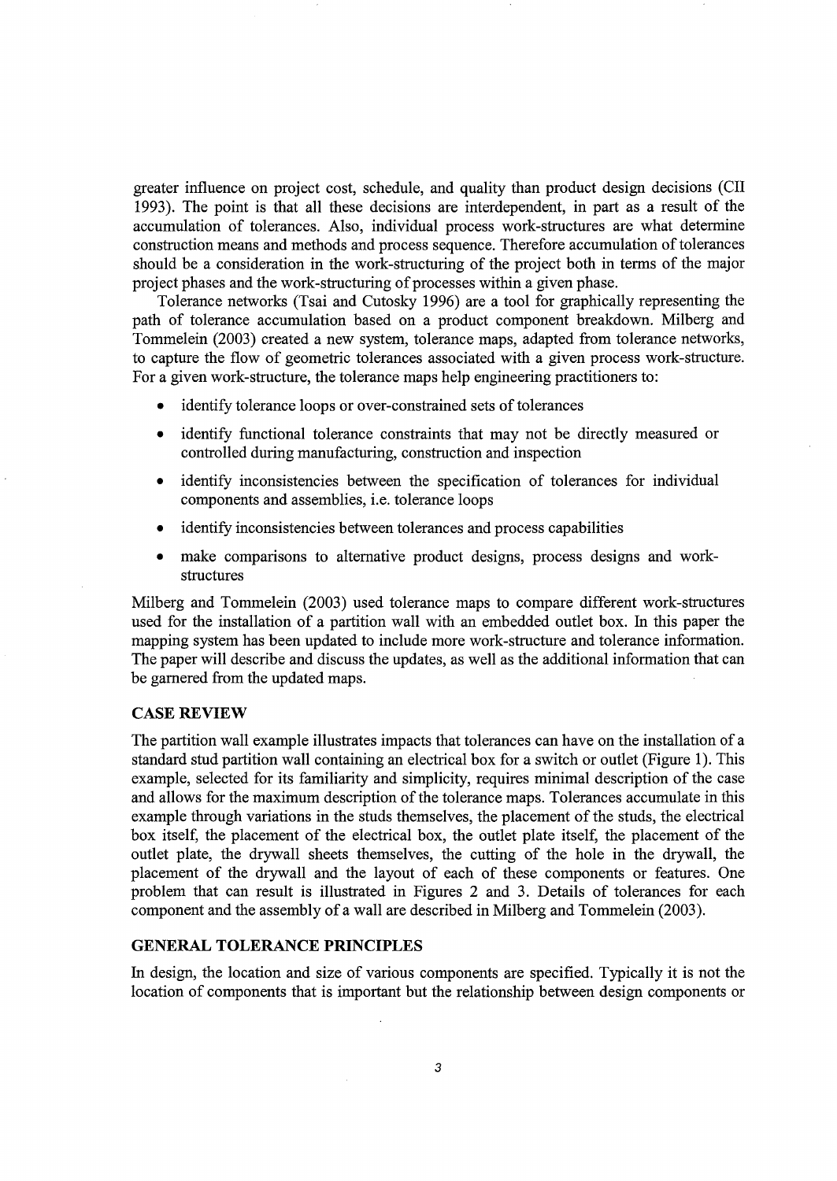greater influence on project cost, schedule, and quality than product design decisions (CII 1993). The point is that all these decisions are interdependent, in part as a result of the accumulation of tolerances. Also, individual process work-structures are what determine construction means and methods and process sequence. Therefore accumulation of tolerances should be a consideration in the work-structuring of the project both in terms of the major project phases and the work-structuring of processes within a given phase.

Tolerance networks (Tsai and Cutosky 1996) are a tool for graphically representing the path of tolerance accumulation based on a product component breakdown. Milberg and Tommelein (2003) created a new system, tolerance maps, adapted from tolerance networks, to capture the flow of geometric tolerances associated with a given process work-structure. For a given work-structure, the tolerance maps help engineering practitioners to:

- identify tolerance loops or over-constrained sets of tolerances
- identify functional tolerance constraints that may not be directly measured or controlled during manufacturing, construction and inspection
- identify inconsistencies between the specification of tolerances for individual components and assemblies, i.e. tolerance loops
- identify inconsistencies between tolerances and process capabilities
- make comparisons to alternative product designs, process designs and work-structures

Milberg and Tommelein (2003) used tolerance maps to compare different work-structures used for the installation of a partition wall with an embedded outlet box. In this paper the mapping system has been updated to include more work-structure and tolerance information. The paper will describe and discuss the updates, as well as the additional information that can be garnered from the updated maps.

## CASE REVIEW

The partition wall example illustrates impacts that tolerances can have on the installation of a standard stud partition wall containing an electrical box for a switch or outlet (Figure 1). This example, selected for its familiarity and simplicity, requires minimal description of the case and allows for the maximum description of the tolerance maps. Tolerances accumulate in this example through variations in the studs themselves, the placement of the studs, the electrical box itself, the placement of the electrical box, the outlet plate itself, the placement of the outlet plate, the drywall sheets themselves, the cutting of the hole in the drywall, the placement of the drywall and the layout of each of these components or features. One problem that can result is illustrated in Figures 2 and 3. Details of tolerances for each component and the assembly of a wall are described in Milberg and Tommelein (2003).

## GENERAL TOLERANCE PRINCIPLES

In design, the location and size of various components are specified. Typically it is not the location of components that is important but the relationship between design components or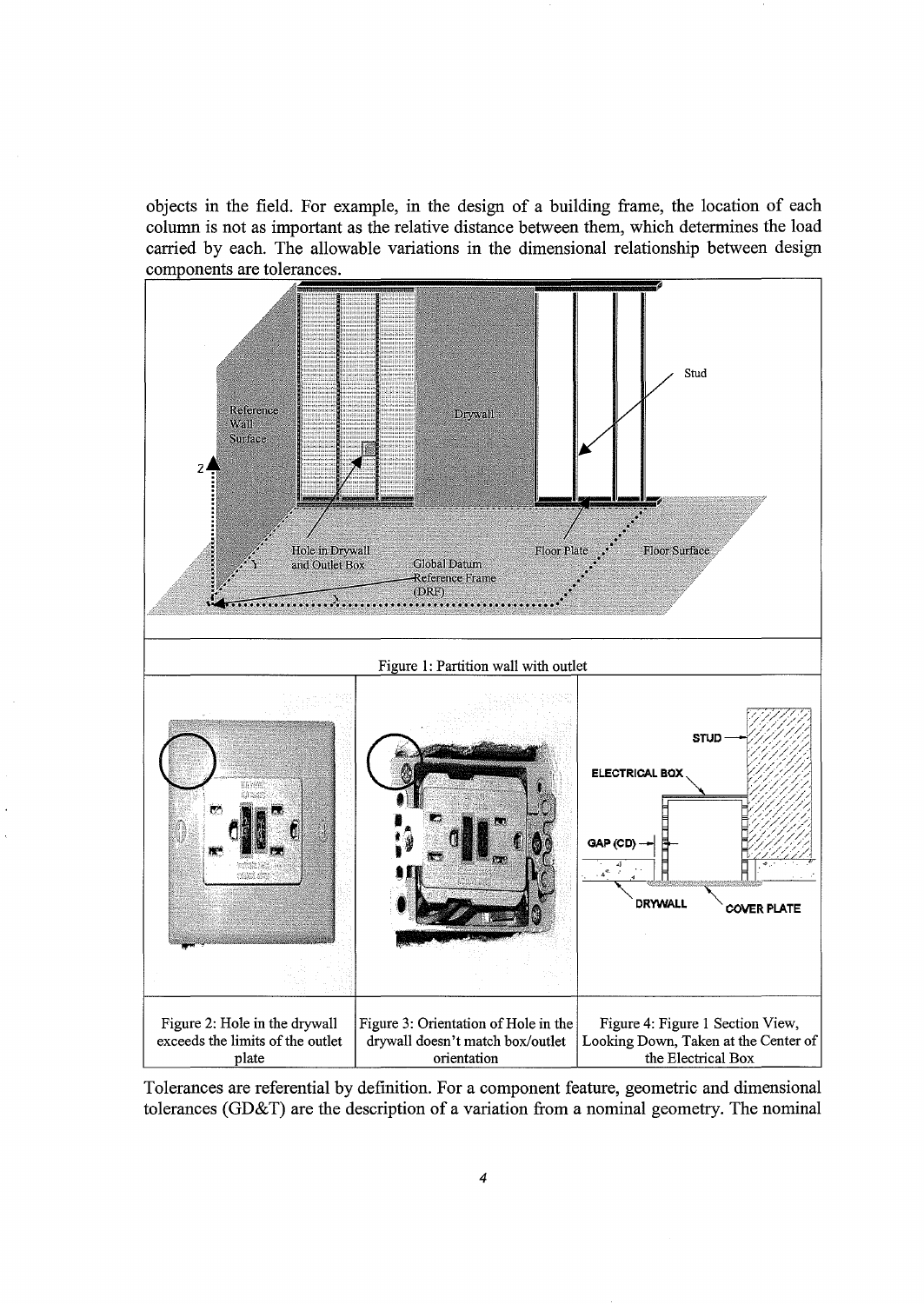objects in the field. For example, in the design of a building frame, the location of each column is not as important as the relative distance between them, which determines the load carried by each. The allowable variations in the dimensional relationship between design components are tolerances.

Figure 1: Partition wall with outlet

| Figure 2: Hole in the drywall exceeds the limits of the outlet plate | Figure 3: Orientation of Hole in the drywall doesn't match box/outlet orientation | Figure 4: Figure 1 Section View, Looking Down, Taken at the Center of the Electrical Box |
| --- | --- | --- |

Tolerances are referential by definition. For a component feature, geometric and dimensional tolerances (GD&T) are the description of a variation from a nominal geometry. The nominal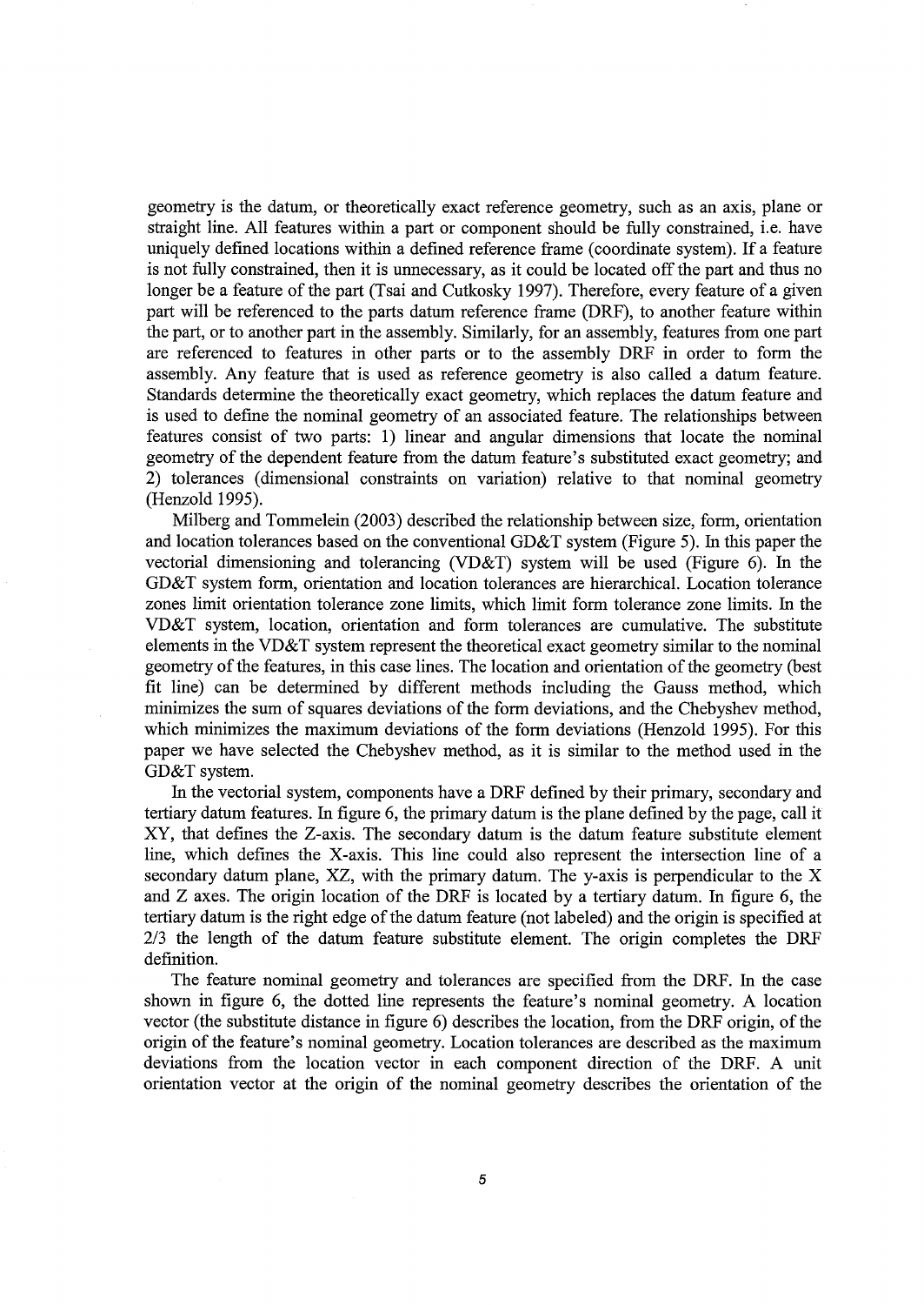geometry is the datum, or theoretically exact reference geometry, such as an axis, plane or straight line. All features within a part or component should be fully constrained, i.e. have uniquely defined locations within a defined reference frame (coordinate system). If a feature is not fully constrained, then it is unnecessary, as it could be located off the part and thus no longer be a feature of the part (Tsai and Cutkosky 1997). Therefore, every feature of a given part will be referenced to the parts datum reference frame (DRF), to another feature within the part, or to another part in the assembly. Similarly, for an assembly, features from one part are referenced to features in other parts or to the assembly DRF in order to form the assembly. Any feature that is used as reference geometry is also called a datum feature. Standards determine the theoretically exact geometry, which replaces the datum feature and is used to define the nominal geometry of an associated feature. The relationships between features consist of two parts: 1) linear and angular dimensions that locate the nominal geometry of the dependent feature from the datum feature's substituted exact geometry; and 2) tolerances (dimensional constraints on variation) relative to that nominal geometry (Henzold 1995).

Milberg and Tommelein (2003) described the relationship between size, form, orientation and location tolerances based on the conventional GD&T system (Figure 5). In this paper the vectorial dimensioning and tolerancing (VD&T) system will be used (Figure 6). In the GD&T system form, orientation and location tolerances are hierarchical. Location tolerance zones limit orientation tolerance zone limits, which limit form tolerance zone limits. In the VD&T system, location, orientation and form tolerances are cumulative. The substitute elements in the VD&T system represent the theoretical exact geometry similar to the nominal geometry of the features, in this case lines. The location and orientation of the geometry (best fit line) can be determined by different methods including the Gauss method, which minimizes the sum of squares deviations of the form deviations, and the Chebyshev method, which minimizes the maximum deviations of the form deviations (Henzold 1995). For this paper we have selected the Chebyshev method, as it is similar to the method used in the GD&T system.

In the vectorial system, components have a DRF defined by their primary, secondary and tertiary datum features. In figure 6, the primary datum is the plane defined by the page, call it XY, that defines the Z-axis. The secondary datum is the datum feature substitute element line, which defines the X-axis. This line could also represent the intersection line of a secondary datum plane, XZ, with the primary datum. The y-axis is perpendicular to the X and Z axes. The origin location of the DRF is located by a tertiary datum. In figure 6, the tertiary datum is the right edge of the datum feature (not labeled) and the origin is specified at 2/3 the length of the datum feature substitute element. The origin completes the DRF definition.

The feature nominal geometry and tolerances are specified from the DRF. In the case shown in figure 6, the dotted line represents the feature's nominal geometry. A location vector (the substitute distance in figure 6) describes the location, from the DRF origin, of the origin of the feature's nominal geometry. Location tolerances are described as the maximum deviations from the location vector in each component direction of the DRF. A unit orientation vector at the origin of the nominal geometry describes the orientation of the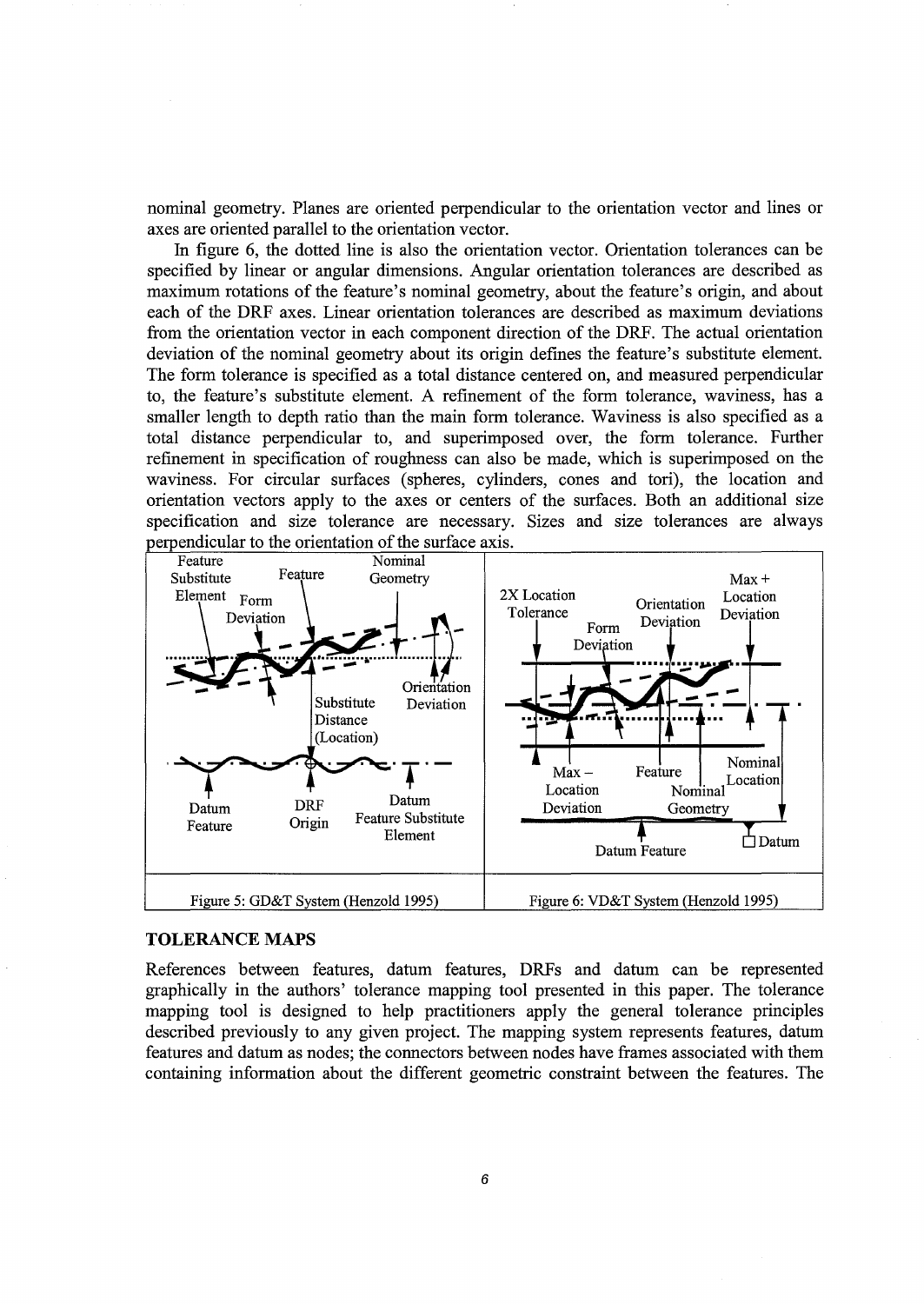nominal geometry. Planes are oriented perpendicular to the orientation vector and lines or axes are oriented parallel to the orientation vector.

In figure 6, the dotted line is also the orientation vector. Orientation tolerances can be specified by linear or angular dimensions. Angular orientation tolerances are described as maximum rotations of the feature's nominal geometry, about the feature's origin, and about each of the DRF axes. Linear orientation tolerances are described as maximum deviations from the orientation vector in each component direction of the DRF. The actual orientation deviation of the nominal geometry about its origin defines the feature's substitute element. The form tolerance is specified as a total distance centered on, and measured perpendicular to, the feature's substitute element. A refinement of the form tolerance, waviness, has a smaller length to depth ratio than the main form tolerance. Waviness is also specified as a total distance perpendicular to, and superimposed over, the form tolerance. Further refinement in specification of roughness can also be made, which is superimposed on the waviness. For circular surfaces (spheres, cylinders, cones and tori), the location and orientation vectors apply to the axes or centers of the surfaces. Both an additional size specification and size tolerance are necessary. Sizes and size tolerances are always perpendicular to the orientation of the surface axis.

Figure 5: GD&T System (Henzold 1995)

Figure 6: VD&T System (Henzold 1995)

## TOLERANCE MAPS

References between features, datum features, DRFs and datum can be represented graphically in the authors' tolerance mapping tool presented in this paper. The tolerance mapping tool is designed to help practitioners apply the general tolerance principles described previously to any given project. The mapping system represents features, datum features and datum as nodes; the connectors between nodes have frames associated with them containing information about the different geometric constraint between the features. The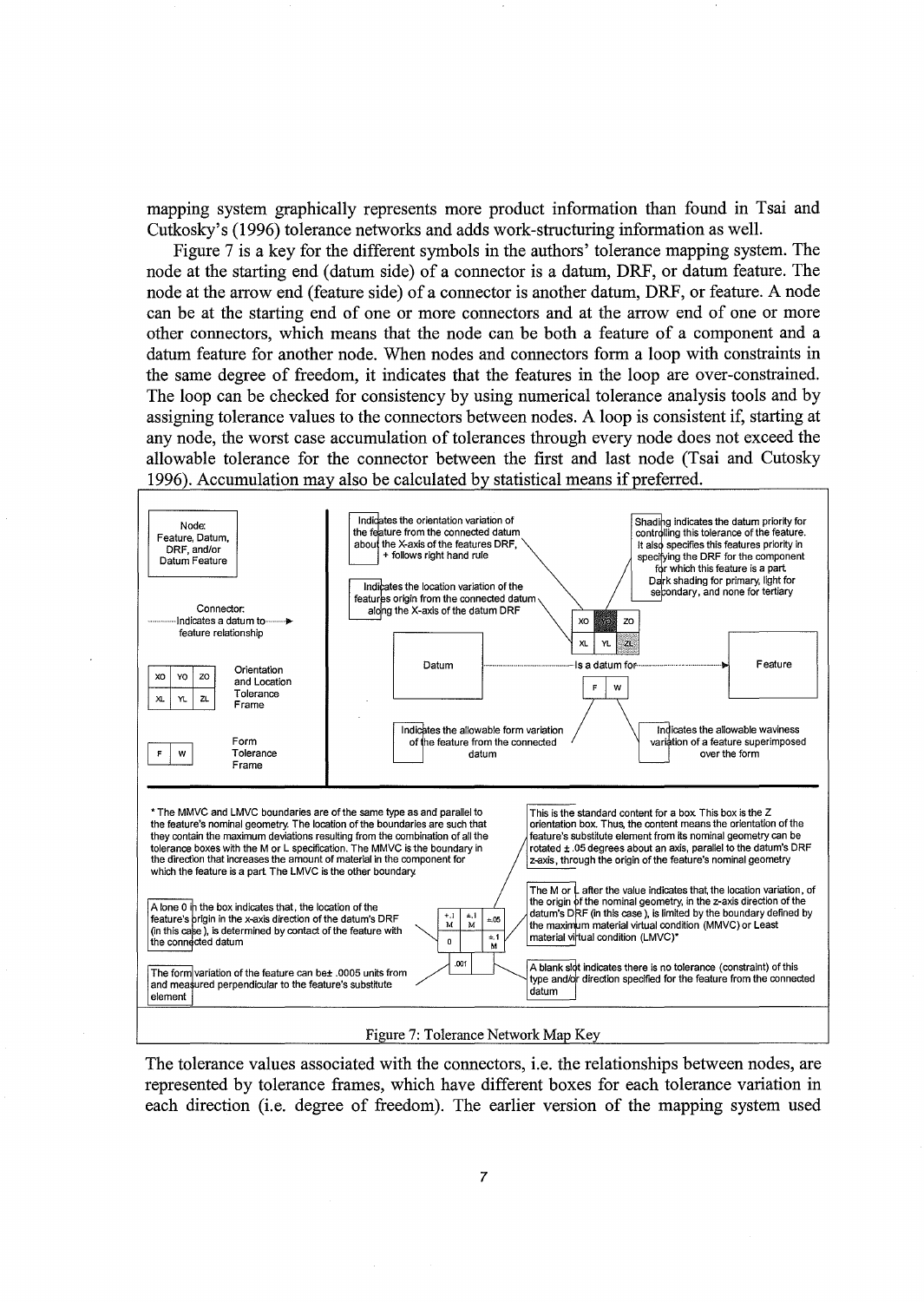mapping system graphically represents more product information than found in Tsai and Cutkosky's (1996) tolerance networks and adds work-structuring information as well.

Figure 7 is a key for the different symbols in the authors' tolerance mapping system. The node at the starting end (datum side) of a connector is a datum, DRF, or datum feature. The node at the arrow end (feature side) of a connector is another datum, DRF, or feature. A node can be at the starting end of one or more connectors and at the arrow end of one or more other connectors, which means that the node can be both a feature of a component and a datum feature for another node. When nodes and connectors form a loop with constraints in the same degree of freedom, it indicates that the features in the loop are over-constrained. The loop can be checked for consistency by using numerical tolerance analysis tools and by assigning tolerance values to the connectors between nodes. A loop is consistent if, starting at any node, the worst case accumulation of tolerances through every node does not exceed the allowable tolerance for the connector between the first and last node (Tsai and Cutosky 1996). Accumulation may also be calculated by statistical means if preferred.

Node: Feature, Datum, DRF, and/or Datum Feature

Connector: Indicates a datum to feature relationship

| XO | YO | ZO |
|---|---|---|
| XL | YL | ZL |

Orientation and Location Tolerance Frame

| F | W |
|---|---|

Form Tolerance Frame

Indicates the orientation variation of the feature from the connected datum about the X-axis of the features DRF, + follows right hand rule

Indicates the location variation of the features origin from the connected datum along the X-axis of the datum DRF

Shading indicates the datum priority for controlling this tolerance of the feature. It also specifies this features priority in specifying the DRF for the component for which this feature is a part. Dark shading for primary, light for secondary, and none for tertiary

Datum ········ Is a datum for ········ Feature

Indicates the allowable form variation of the feature from the connected datum

Indicates the allowable waviness variation of a feature superimposed over the form

\* The MMVC and LMVC boundaries are of the same type as and parallel to the feature's nominal geometry. The location of the boundaries are such that they contain the maximum deviations resulting from the combination of all the tolerance boxes with the M or L specification. The MMVC is the boundary in the direction that increases the amount of material in the component for which the feature is a part. The LMVC is the other boundary.

This is the standard content for a box. This box is the Z orientation box. Thus, the content means the orientation of the feature's substitute element from its nominal geometry can be rotated ± .05 degrees about an axis, parallel to the datum's DRF z-axis, through the origin of the feature's nominal geometry

A lone 0 in the box indicates that, the location of the feature's origin in the x-axis direction of the datum's DRF (in this case), is determined by contact of the feature with the connected datum

| +.1 M | ±.1 M | ±.05 |
|---|---|---|
| 0 | | ±.1 M |

| .001 | |
|---|---|

The M or L after the value indicates that, the location variation, of the origin of the nominal geometry, in the z-axis direction of the datum's DRF (in this case), is limited by the boundary defined by the maximum material virtual condition (MMVC) or Least material virtual condition (LMVC)\*

The form variation of the feature can be ± .0005 units from and measured perpendicular to the feature's substitute element

A blank slot indicates there is no tolerance (constraint) of this type and/or direction specified for the feature from the connected datum

Figure 7: Tolerance Network Map Key

The tolerance values associated with the connectors, i.e. the relationships between nodes, are represented by tolerance frames, which have different boxes for each tolerance variation in each direction (i.e. degree of freedom). The earlier version of the mapping system used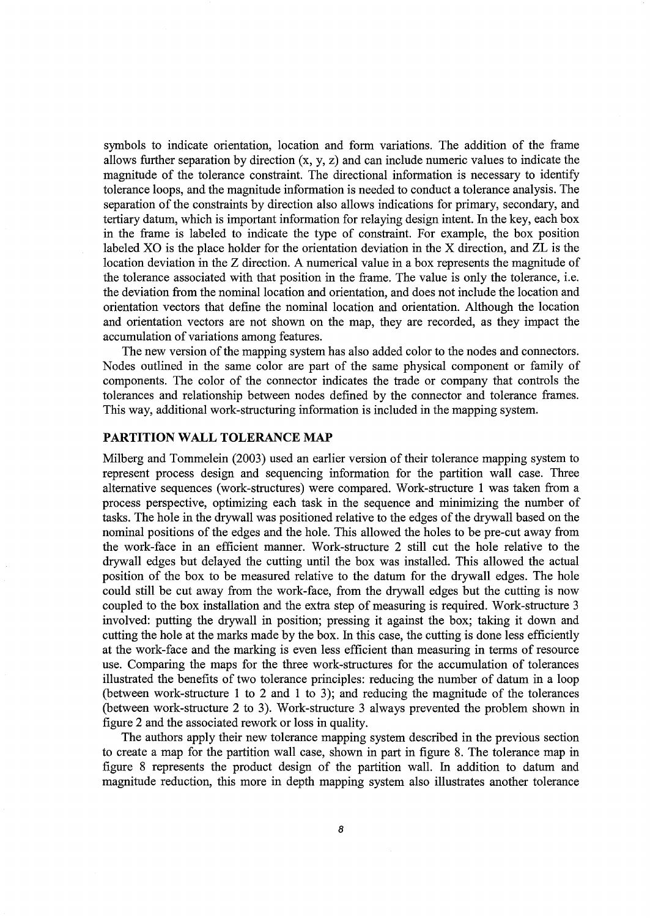symbols to indicate orientation, location and form variations. The addition of the frame allows further separation by direction (x, y, z) and can include numeric values to indicate the magnitude of the tolerance constraint. The directional information is necessary to identify tolerance loops, and the magnitude information is needed to conduct a tolerance analysis. The separation of the constraints by direction also allows indications for primary, secondary, and tertiary datum, which is important information for relaying design intent. In the key, each box in the frame is labeled to indicate the type of constraint. For example, the box position labeled XO is the place holder for the orientation deviation in the X direction, and ZL is the location deviation in the Z direction. A numerical value in a box represents the magnitude of the tolerance associated with that position in the frame. The value is only the tolerance, i.e. the deviation from the nominal location and orientation, and does not include the location and orientation vectors that define the nominal location and orientation. Although the location and orientation vectors are not shown on the map, they are recorded, as they impact the accumulation of variations among features.

The new version of the mapping system has also added color to the nodes and connectors. Nodes outlined in the same color are part of the same physical component or family of components. The color of the connector indicates the trade or company that controls the tolerances and relationship between nodes defined by the connector and tolerance frames. This way, additional work-structuring information is included in the mapping system.

## PARTITION WALL TOLERANCE MAP

Milberg and Tommelein (2003) used an earlier version of their tolerance mapping system to represent process design and sequencing information for the partition wall case. Three alternative sequences (work-structures) were compared. Work-structure 1 was taken from a process perspective, optimizing each task in the sequence and minimizing the number of tasks. The hole in the drywall was positioned relative to the edges of the drywall based on the nominal positions of the edges and the hole. This allowed the holes to be pre-cut away from the work-face in an efficient manner. Work-structure 2 still cut the hole relative to the drywall edges but delayed the cutting until the box was installed. This allowed the actual position of the box to be measured relative to the datum for the drywall edges. The hole could still be cut away from the work-face, from the drywall edges but the cutting is now coupled to the box installation and the extra step of measuring is required. Work-structure 3 involved: putting the drywall in position; pressing it against the box; taking it down and cutting the hole at the marks made by the box. In this case, the cutting is done less efficiently at the work-face and the marking is even less efficient than measuring in terms of resource use. Comparing the maps for the three work-structures for the accumulation of tolerances illustrated the benefits of two tolerance principles: reducing the number of datum in a loop (between work-structure 1 to 2 and 1 to 3); and reducing the magnitude of the tolerances (between work-structure 2 to 3). Work-structure 3 always prevented the problem shown in figure 2 and the associated rework or loss in quality.

The authors apply their new tolerance mapping system described in the previous section to create a map for the partition wall case, shown in part in figure 8. The tolerance map in figure 8 represents the product design of the partition wall. In addition to datum and magnitude reduction, this more in depth mapping system also illustrates another tolerance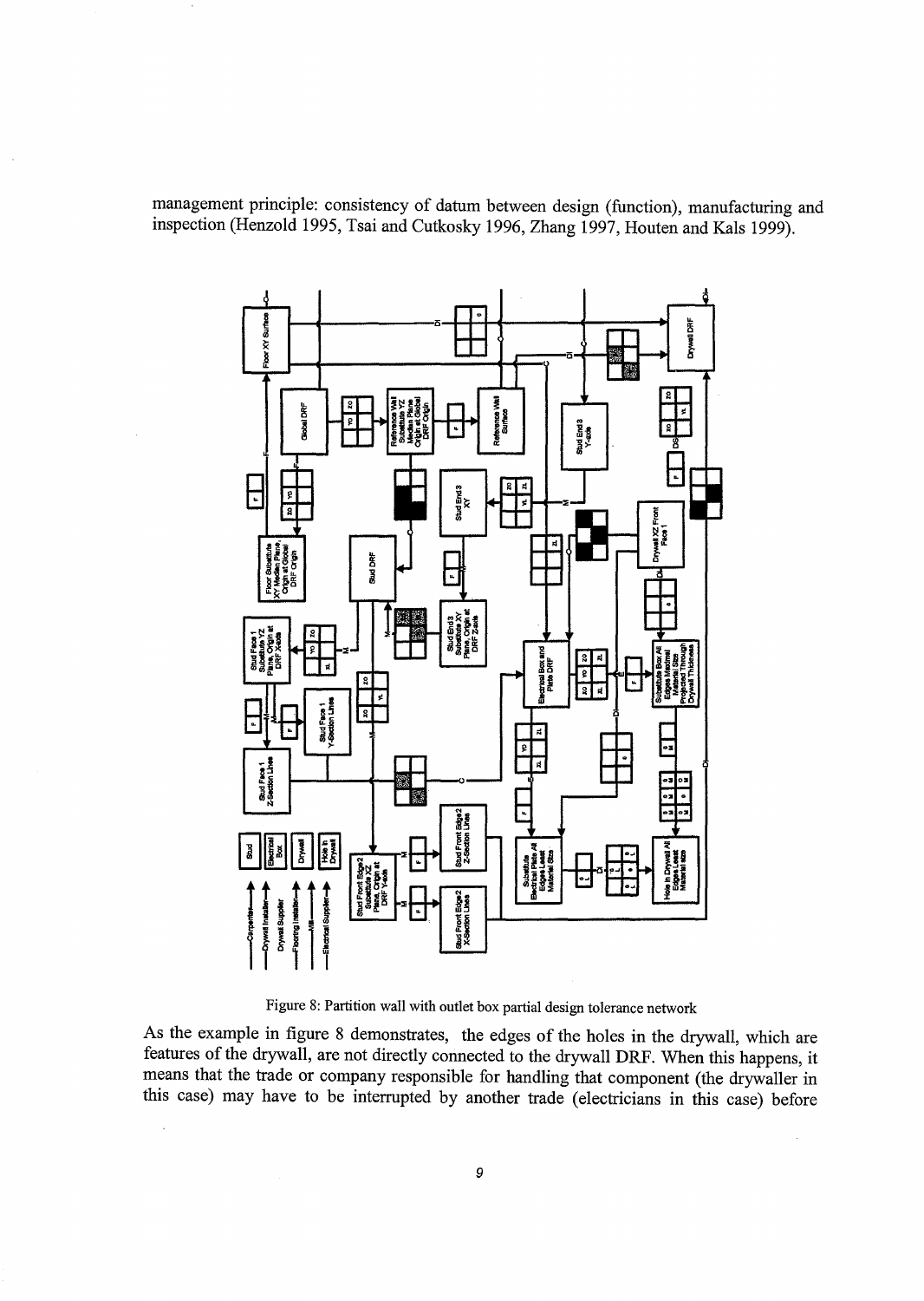management principle: consistency of datum between design (function), manufacturing and inspection (Henzold 1995, Tsai and Cutkosky 1996, Zhang 1997, Houten and Kals 1999).

Figure 8: Partition wall with outlet box partial design tolerance network

As the example in figure 8 demonstrates, the edges of the holes in the drywall, which are features of the drywall, are not directly connected to the drywall DRF. When this happens, it means that the trade or company responsible for handling that component (the drywaller in this case) may have to be interrupted by another trade (electricians in this case) before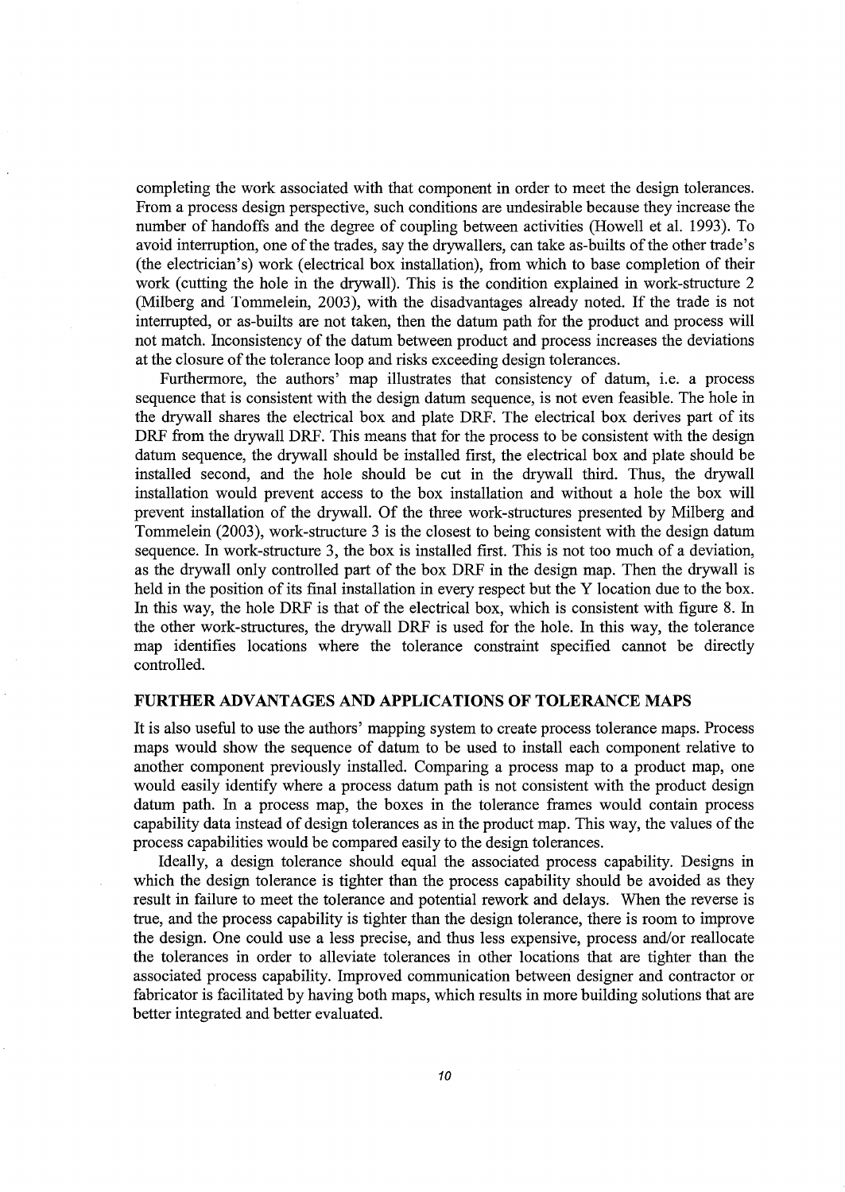completing the work associated with that component in order to meet the design tolerances. From a process design perspective, such conditions are undesirable because they increase the number of handoffs and the degree of coupling between activities (Howell et al. 1993). To avoid interruption, one of the trades, say the drywallers, can take as-builts of the other trade's (the electrician's) work (electrical box installation), from which to base completion of their work (cutting the hole in the drywall). This is the condition explained in work-structure 2 (Milberg and Tommelein, 2003), with the disadvantages already noted. If the trade is not interrupted, or as-builts are not taken, then the datum path for the product and process will not match. Inconsistency of the datum between product and process increases the deviations at the closure of the tolerance loop and risks exceeding design tolerances.

Furthermore, the authors' map illustrates that consistency of datum, i.e. a process sequence that is consistent with the design datum sequence, is not even feasible. The hole in the drywall shares the electrical box and plate DRF. The electrical box derives part of its DRF from the drywall DRF. This means that for the process to be consistent with the design datum sequence, the drywall should be installed first, the electrical box and plate should be installed second, and the hole should be cut in the drywall third. Thus, the drywall installation would prevent access to the box installation and without a hole the box will prevent installation of the drywall. Of the three work-structures presented by Milberg and Tommelein (2003), work-structure 3 is the closest to being consistent with the design datum sequence. In work-structure 3, the box is installed first. This is not too much of a deviation, as the drywall only controlled part of the box DRF in the design map. Then the drywall is held in the position of its final installation in every respect but the Y location due to the box. In this way, the hole DRF is that of the electrical box, which is consistent with figure 8. In the other work-structures, the drywall DRF is used for the hole. In this way, the tolerance map identifies locations where the tolerance constraint specified cannot be directly controlled.

## FURTHER ADVANTAGES AND APPLICATIONS OF TOLERANCE MAPS

It is also useful to use the authors' mapping system to create process tolerance maps. Process maps would show the sequence of datum to be used to install each component relative to another component previously installed. Comparing a process map to a product map, one would easily identify where a process datum path is not consistent with the product design datum path. In a process map, the boxes in the tolerance frames would contain process capability data instead of design tolerances as in the product map. This way, the values of the process capabilities would be compared easily to the design tolerances.

Ideally, a design tolerance should equal the associated process capability. Designs in which the design tolerance is tighter than the process capability should be avoided as they result in failure to meet the tolerance and potential rework and delays. When the reverse is true, and the process capability is tighter than the design tolerance, there is room to improve the design. One could use a less precise, and thus less expensive, process and/or reallocate the tolerances in order to alleviate tolerances in other locations that are tighter than the associated process capability. Improved communication between designer and contractor or fabricator is facilitated by having both maps, which results in more building solutions that are better integrated and better evaluated.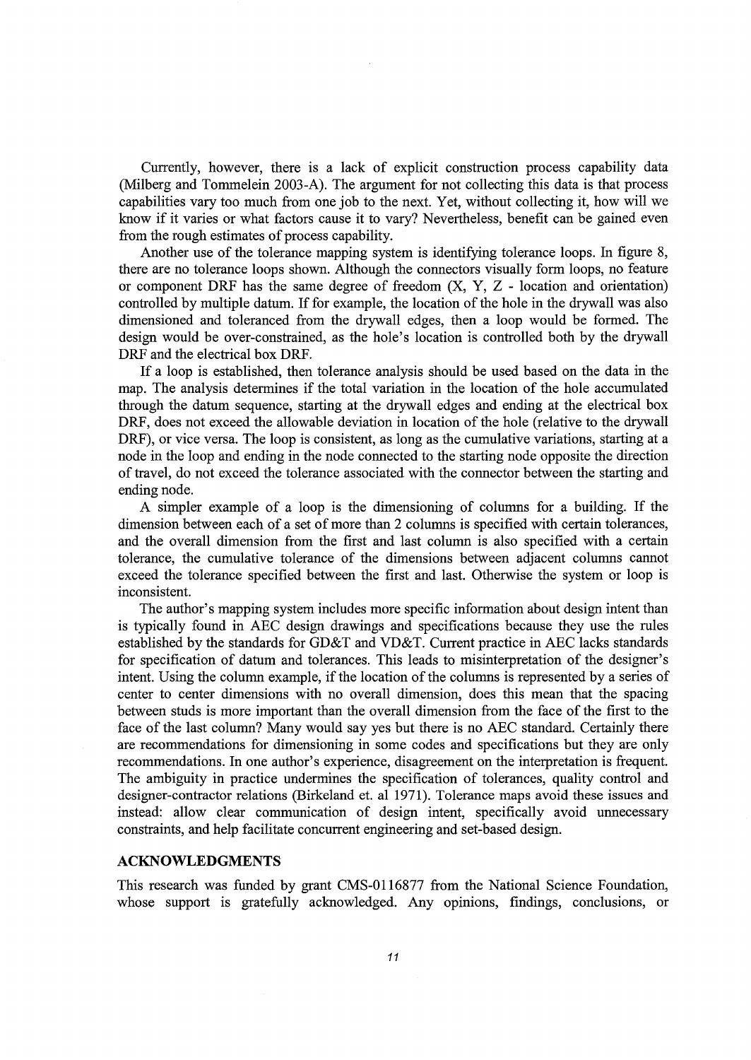Currently, however, there is a lack of explicit construction process capability data (Milberg and Tommelein 2003-A). The argument for not collecting this data is that process capabilities vary too much from one job to the next. Yet, without collecting it, how will we know if it varies or what factors cause it to vary? Nevertheless, benefit can be gained even from the rough estimates of process capability.

Another use of the tolerance mapping system is identifying tolerance loops. In figure 8, there are no tolerance loops shown. Although the connectors visually form loops, no feature or component DRF has the same degree of freedom (X, Y, Z - location and orientation) controlled by multiple datum. If for example, the location of the hole in the drywall was also dimensioned and toleranced from the drywall edges, then a loop would be formed. The design would be over-constrained, as the hole's location is controlled both by the drywall DRF and the electrical box DRF.

If a loop is established, then tolerance analysis should be used based on the data in the map. The analysis determines if the total variation in the location of the hole accumulated through the datum sequence, starting at the drywall edges and ending at the electrical box DRF, does not exceed the allowable deviation in location of the hole (relative to the drywall DRF), or vice versa. The loop is consistent, as long as the cumulative variations, starting at a node in the loop and ending in the node connected to the starting node opposite the direction of travel, do not exceed the tolerance associated with the connector between the starting and ending node.

A simpler example of a loop is the dimensioning of columns for a building. If the dimension between each of a set of more than 2 columns is specified with certain tolerances, and the overall dimension from the first and last column is also specified with a certain tolerance, the cumulative tolerance of the dimensions between adjacent columns cannot exceed the tolerance specified between the first and last. Otherwise the system or loop is inconsistent.

The author's mapping system includes more specific information about design intent than is typically found in AEC design drawings and specifications because they use the rules established by the standards for GD&T and VD&T. Current practice in AEC lacks standards for specification of datum and tolerances. This leads to misinterpretation of the designer's intent. Using the column example, if the location of the columns is represented by a series of center to center dimensions with no overall dimension, does this mean that the spacing between studs is more important than the overall dimension from the face of the first to the face of the last column? Many would say yes but there is no AEC standard. Certainly there are recommendations for dimensioning in some codes and specifications but they are only recommendations. In one author's experience, disagreement on the interpretation is frequent. The ambiguity in practice undermines the specification of tolerances, quality control and designer-contractor relations (Birkeland et. al 1971). Tolerance maps avoid these issues and instead: allow clear communication of design intent, specifically avoid unnecessary constraints, and help facilitate concurrent engineering and set-based design.

## ACKNOWLEDGMENTS

This research was funded by grant CMS-0116877 from the National Science Foundation, whose support is gratefully acknowledged. Any opinions, findings, conclusions, or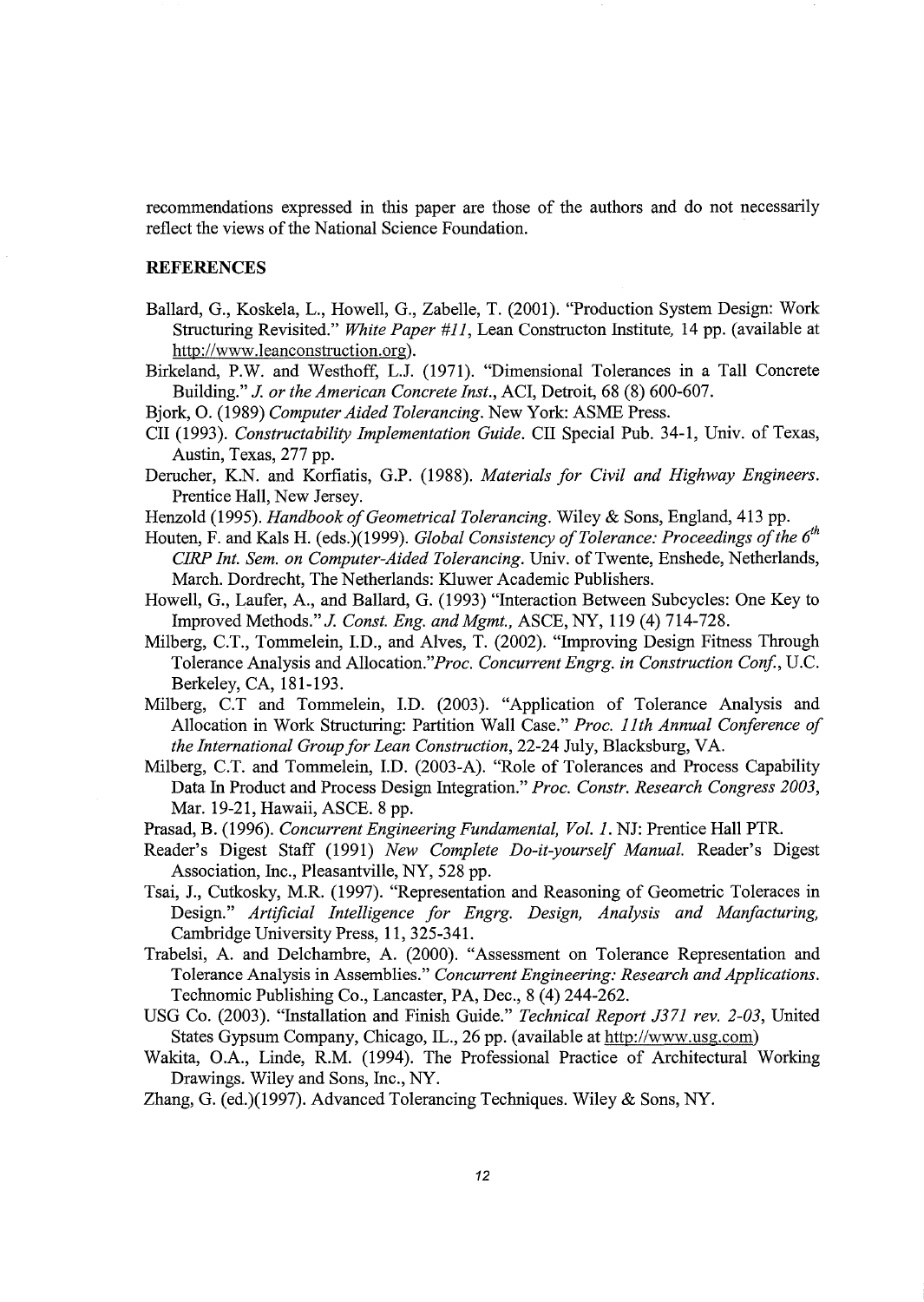recommendations expressed in this paper are those of the authors and do not necessarily reflect the views of the National Science Foundation.

## REFERENCES

Ballard, G., Koskela, L., Howell, G., Zabelle, T. (2001). "Production System Design: Work Structuring Revisited." *White Paper #11*, Lean Constructon Institute, 14 pp. (available at http://www.leanconstruction.org).

Birkeland, P.W. and Westhoff, L.J. (1971). "Dimensional Tolerances in a Tall Concrete Building." *J. or the American Concrete Inst.*, ACI, Detroit, 68 (8) 600-607.

Bjork, O. (1989) *Computer Aided Tolerancing*. New York: ASME Press.

CII (1993). *Constructability Implementation Guide*. CII Special Pub. 34-1, Univ. of Texas, Austin, Texas, 277 pp.

Derucher, K.N. and Korfiatis, G.P. (1988). *Materials for Civil and Highway Engineers*. Prentice Hall, New Jersey.

Henzold (1995). *Handbook of Geometrical Tolerancing*. Wiley & Sons, England, 413 pp.

Houten, F. and Kals H. (eds.)(1999). *Global Consistency of Tolerance: Proceedings of the 6th CIRP Int. Sem. on Computer-Aided Tolerancing*. Univ. of Twente, Enshede, Netherlands, March. Dordrecht, The Netherlands: Kluwer Academic Publishers.

Howell, G., Laufer, A., and Ballard, G. (1993) "Interaction Between Subcycles: One Key to Improved Methods." *J. Const. Eng. and Mgmt.*, ASCE, NY, 119 (4) 714-728.

Milberg, C.T., Tommelein, I.D., and Alves, T. (2002). "Improving Design Fitness Through Tolerance Analysis and Allocation."*Proc. Concurrent Engrg. in Construction Conf.*, U.C. Berkeley, CA, 181-193.

Milberg, C.T and Tommelein, I.D. (2003). "Application of Tolerance Analysis and Allocation in Work Structuring: Partition Wall Case." *Proc. 11th Annual Conference of the International Group for Lean Construction*, 22-24 July, Blacksburg, VA.

Milberg, C.T. and Tommelein, I.D. (2003-A). "Role of Tolerances and Process Capability Data In Product and Process Design Integration." *Proc. Constr. Research Congress 2003*, Mar. 19-21, Hawaii, ASCE. 8 pp.

Prasad, B. (1996). *Concurrent Engineering Fundamental, Vol. 1*. NJ: Prentice Hall PTR.

Reader's Digest Staff (1991) *New Complete Do-it-yourself Manual*. Reader's Digest Association, Inc., Pleasantville, NY, 528 pp.

Tsai, J., Cutkosky, M.R. (1997). "Representation and Reasoning of Geometric Toleraces in Design." *Artificial Intelligence for Engrg. Design, Analysis and Manfacturing*, Cambridge University Press, 11, 325-341.

Trabelsi, A. and Delchambre, A. (2000). "Assessment on Tolerance Representation and Tolerance Analysis in Assemblies." *Concurrent Engineering: Research and Applications*. Technomic Publishing Co., Lancaster, PA, Dec., 8 (4) 244-262.

USG Co. (2003). "Installation and Finish Guide." *Technical Report J371 rev. 2-03*, United States Gypsum Company, Chicago, IL., 26 pp. (available at http://www.usg.com)

Wakita, O.A., Linde, R.M. (1994). The Professional Practice of Architectural Working Drawings. Wiley and Sons, Inc., NY.

Zhang, G. (ed.)(1997). Advanced Tolerancing Techniques. Wiley & Sons, NY.